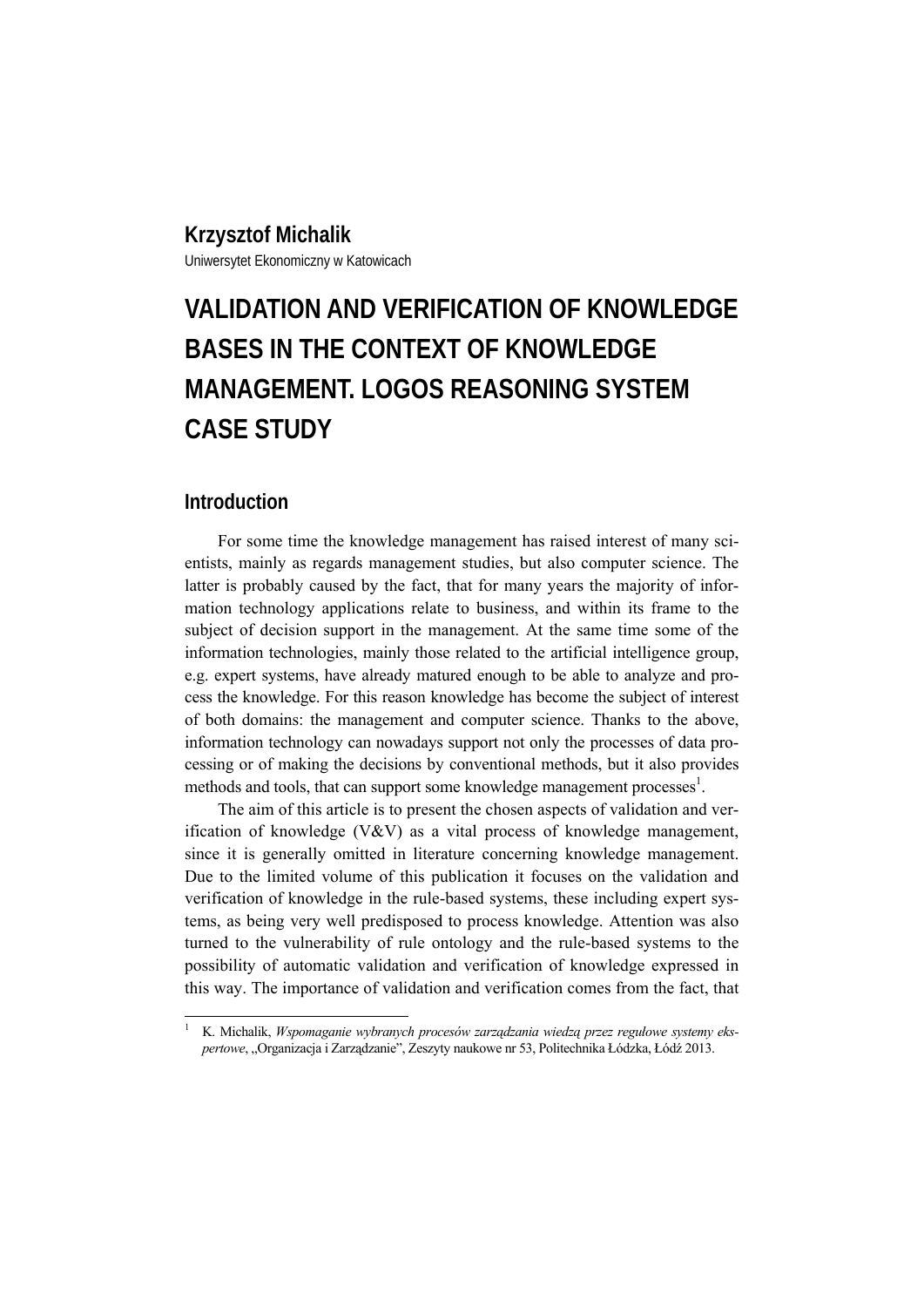**Krzysztof Michalik**

Uniwersytet Ekonomiczny w Katowicach

# VALIDATION AND VERIFICATION OF KNOWLEDGE BASES IN THE CONTEXT OF KNOWLEDGE MANAGEMENT. LOGOS REASONING SYSTEM CASE STUDY

## Introduction

For some time the knowledge management has raised interest of many scientists, mainly as regards management studies, but also computer science. The latter is probably caused by the fact, that for many years the majority of information technology applications relate to business, and within its frame to the subject of decision support in the management. At the same time some of the information technologies, mainly those related to the artificial intelligence group, e.g. expert systems, have already matured enough to be able to analyze and process the knowledge. For this reason knowledge has become the subject of interest of both domains: the management and computer science. Thanks to the above, information technology can nowadays support not only the processes of data processing or of making the decisions by conventional methods, but it also provides methods and tools, that can support some knowledge management processes[1].

The aim of this article is to present the chosen aspects of validation and verification of knowledge (V&V) as a vital process of knowledge management, since it is generally omitted in literature concerning knowledge management. Due to the limited volume of this publication it focuses on the validation and verification of knowledge in the rule-based systems, these including expert systems, as being very well predisposed to process knowledge. Attention was also turned to the vulnerability of rule ontology and the rule-based systems to the possibility of automatic validation and verification of knowledge expressed in this way. The importance of validation and verification comes from the fact, that

---

[1] K. Michalik, *Wspomaganie wybranych procesów zarządzania wiedzą przez regułowe systemy ekspertowe*, „Organizacja i Zarządzanie", Zeszyty naukowe nr 53, Politechnika Łódzka, Łódź 2013.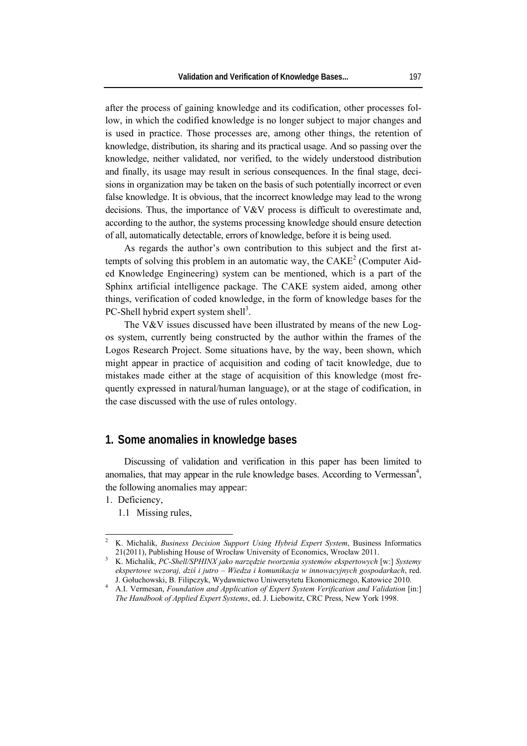after the process of gaining knowledge and its codification, other processes follow, in which the codified knowledge is no longer subject to major changes and is used in practice. Those processes are, among other things, the retention of knowledge, distribution, its sharing and its practical usage. And so passing over the knowledge, neither validated, nor verified, to the widely understood distribution and finally, its usage may result in serious consequences. In the final stage, decisions in organization may be taken on the basis of such potentially incorrect or even false knowledge. It is obvious, that the incorrect knowledge may lead to the wrong decisions. Thus, the importance of V&V process is difficult to overestimate and, according to the author, the systems processing knowledge should ensure detection of all, automatically detectable, errors of knowledge, before it is being used.

As regards the author's own contribution to this subject and the first attempts of solving this problem in an automatic way, the CAKE[2] (Computer Aided Knowledge Engineering) system can be mentioned, which is a part of the Sphinx artificial intelligence package. The CAKE system aided, among other things, verification of coded knowledge, in the form of knowledge bases for the PC-Shell hybrid expert system shell[3].

The V&V issues discussed have been illustrated by means of the new Logos system, currently being constructed by the author within the frames of the Logos Research Project. Some situations have, by the way, been shown, which might appear in practice of acquisition and coding of tacit knowledge, due to mistakes made either at the stage of acquisition of this knowledge (most frequently expressed in natural/human language), or at the stage of codification, in the case discussed with the use of rules ontology.

## 1. Some anomalies in knowledge bases

Discussing of validation and verification in this paper has been limited to anomalies, that may appear in the rule knowledge bases. According to Vermessan[4], the following anomalies may appear:

1. Deficiency,
   1.1 Missing rules,

---

[2] K. Michalik, *Business Decision Support Using Hybrid Expert System*, Business Informatics 21(2011), Publishing House of Wrocław University of Economics, Wrocław 2011.

[3] K. Michalik, *PC-Shell/SPHINX jako narzędzie tworzenia systemów ekspertowych* [w:] *Systemy ekspertowe wczoraj, dziś i jutro – Wiedza i komunikacja w innowacyjnych gospodarkach*, red. J. Gołuchowski, B. Filipczyk, Wydawnictwo Uniwersytetu Ekonomicznego, Katowice 2010.

[4] A.I. Vermesan, *Foundation and Application of Expert System Verification and Validation* [in:] *The Handbook of Applied Expert Systems*, ed. J. Liebowitz, CRC Press, New York 1998.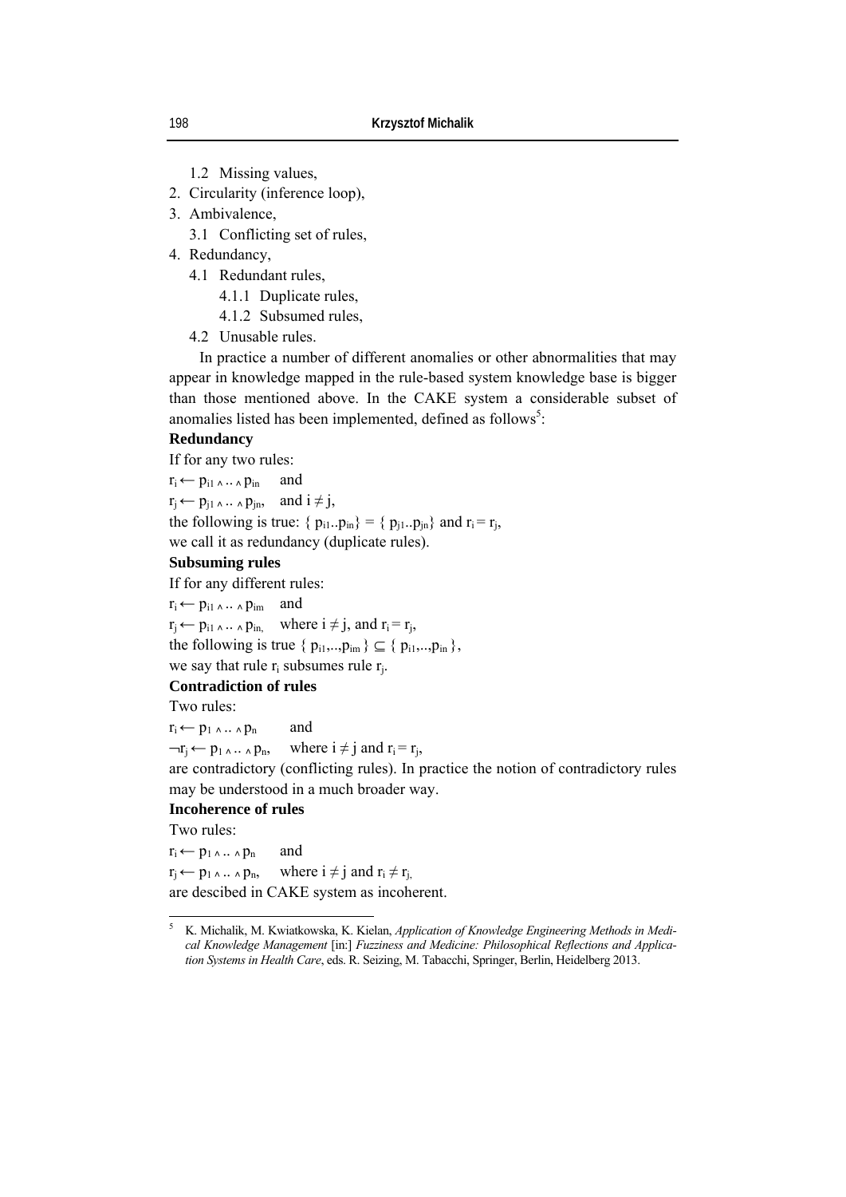1.2 Missing values,
2. Circularity (inference loop),
3. Ambivalence,
   3.1 Conflicting set of rules,
4. Redundancy,
   4.1 Redundant rules,
      4.1.1 Duplicate rules,
      4.1.2 Subsumed rules,
   4.2 Unusable rules.

In practice a number of different anomalies or other abnormalities that may appear in knowledge mapped in the rule-based system knowledge base is bigger than those mentioned above. In the CAKE system a considerable subset of anomalies listed has been implemented, defined as follows[5]:

**Redundancy**

If for any two rules:

$r_i \leftarrow p_{i1} \wedge .. \wedge p_{in}$ and

$r_j \leftarrow p_{j1} \wedge .. \wedge p_{jn}$, and $i \neq j$,

the following is true: $\{ p_{i1}..p_{in}\} = \{ p_{j1}..p_{jn}\}$ and $r_i = r_j$,

we call it as redundancy (duplicate rules).

**Subsuming rules**

If for any different rules:

$r_i \leftarrow p_{i1} \wedge .. \wedge p_{im}$ and

$r_j \leftarrow p_{i1} \wedge .. \wedge p_{in,}$ where $i \neq j$, and $r_i = r_j$,

the following is true $\{ p_{i1},..,p_{im} \} \subseteq \{ p_{i1},..,p_{in} \}$,

we say that rule $r_i$ subsumes rule $r_j$.

**Contradiction of rules**

Two rules:

$r_i \leftarrow p_1 \wedge .. \wedge p_n$ and

$\neg r_j \leftarrow p_1 \wedge .. \wedge p_n$, where $i \neq j$ and $r_i = r_j$,

are contradictory (conflicting rules). In practice the notion of contradictory rules may be understood in a much broader way.

**Incoherence of rules**

Two rules:

$r_i \leftarrow p_1 \wedge .. \wedge p_n$ and

$r_j \leftarrow p_1 \wedge .. \wedge p_n$, where $i \neq j$ and $r_i \neq r_{j,}$

are descibed in CAKE system as incoherent.

---

[5] K. Michalik, M. Kwiatkowska, K. Kielan, *Application of Knowledge Engineering Methods in Medical Knowledge Management* [in:] *Fuzziness and Medicine: Philosophical Reflections and Application Systems in Health Care*, eds. R. Seizing, M. Tabacchi, Springer, Berlin, Heidelberg 2013.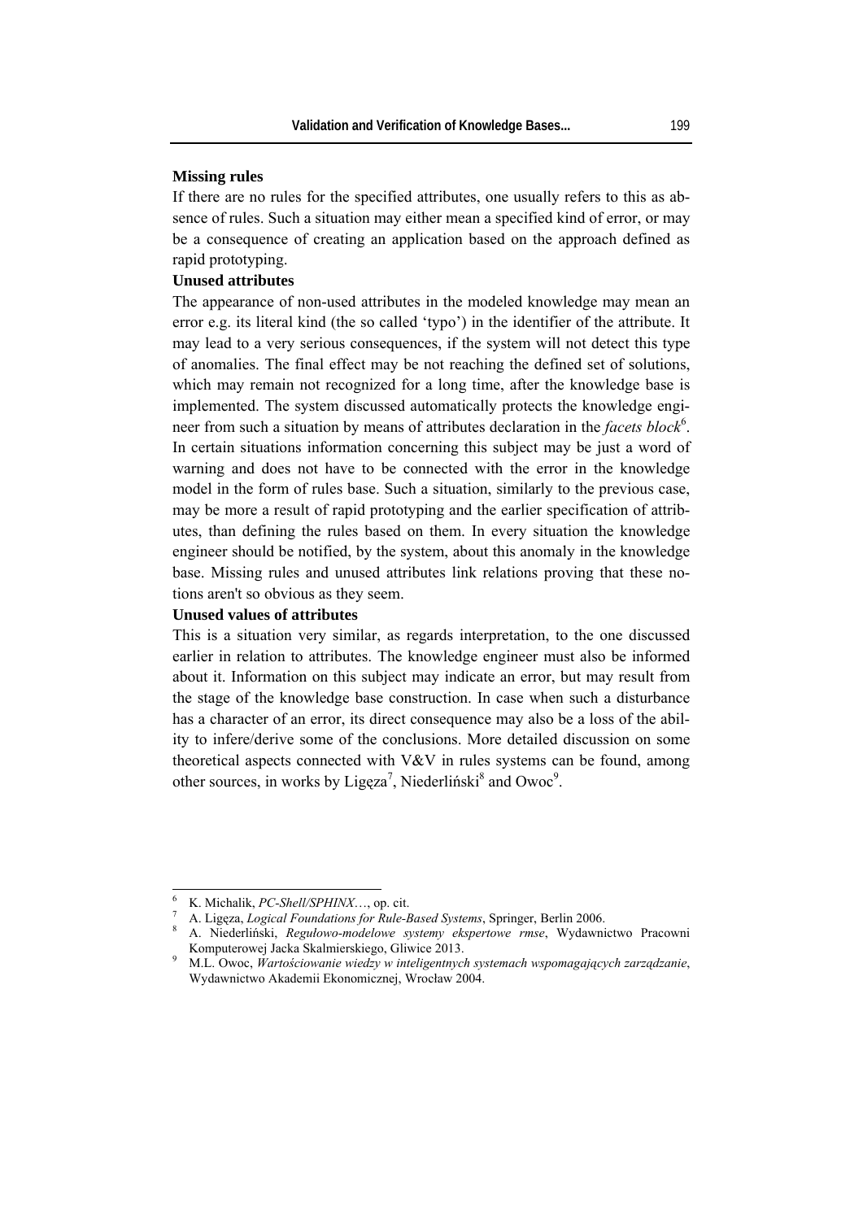**Missing rules**

If there are no rules for the specified attributes, one usually refers to this as absence of rules. Such a situation may either mean a specified kind of error, or may be a consequence of creating an application based on the approach defined as rapid prototyping.

**Unused attributes**

The appearance of non-used attributes in the modeled knowledge may mean an error e.g. its literal kind (the so called 'typo') in the identifier of the attribute. It may lead to a very serious consequences, if the system will not detect this type of anomalies. The final effect may be not reaching the defined set of solutions, which may remain not recognized for a long time, after the knowledge base is implemented. The system discussed automatically protects the knowledge engineer from such a situation by means of attributes declaration in the *facets block*[6]. In certain situations information concerning this subject may be just a word of warning and does not have to be connected with the error in the knowledge model in the form of rules base. Such a situation, similarly to the previous case, may be more a result of rapid prototyping and the earlier specification of attributes, than defining the rules based on them. In every situation the knowledge engineer should be notified, by the system, about this anomaly in the knowledge base. Missing rules and unused attributes link relations proving that these notions aren't so obvious as they seem.

**Unused values of attributes**

This is a situation very similar, as regards interpretation, to the one discussed earlier in relation to attributes. The knowledge engineer must also be informed about it. Information on this subject may indicate an error, but may result from the stage of the knowledge base construction. In case when such a disturbance has a character of an error, its direct consequence may also be a loss of the ability to infere/derive some of the conclusions. More detailed discussion on some theoretical aspects connected with V&V in rules systems can be found, among other sources, in works by Ligęza[7], Niederliński[8] and Owoc[9].

---

[6] K. Michalik, *PC-Shell/SPHINX…*, op. cit.

[7] A. Ligęza, *Logical Foundations for Rule-Based Systems*, Springer, Berlin 2006.

[8] A. Niederliński, *Regułowo-modelowe systemy ekspertowe rmse*, Wydawnictwo Pracowni Komputerowej Jacka Skalmierskiego, Gliwice 2013.

[9] M.L. Owoc, *Wartościowanie wiedzy w inteligentnych systemach wspomagających zarządzanie*, Wydawnictwo Akademii Ekonomicznej, Wrocław 2004.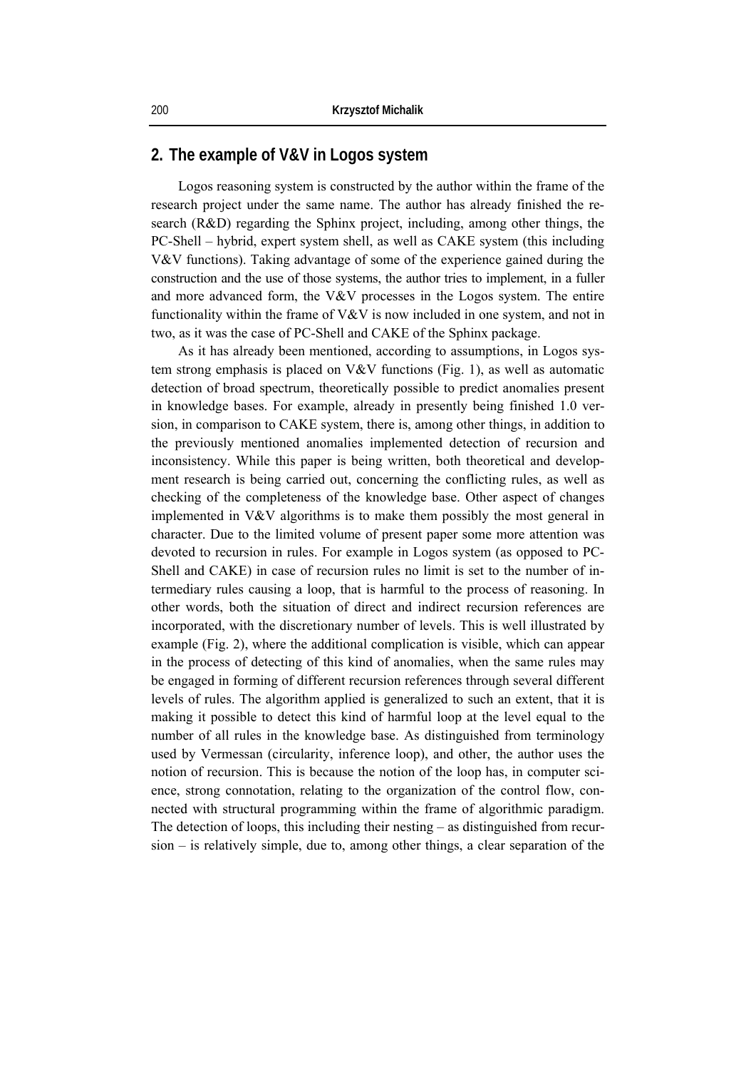## 2. The example of V&V in Logos system

Logos reasoning system is constructed by the author within the frame of the research project under the same name. The author has already finished the research (R&D) regarding the Sphinx project, including, among other things, the PC-Shell – hybrid, expert system shell, as well as CAKE system (this including V&V functions). Taking advantage of some of the experience gained during the construction and the use of those systems, the author tries to implement, in a fuller and more advanced form, the V&V processes in the Logos system. The entire functionality within the frame of V&V is now included in one system, and not in two, as it was the case of PC-Shell and CAKE of the Sphinx package.

As it has already been mentioned, according to assumptions, in Logos system strong emphasis is placed on V&V functions (Fig. 1), as well as automatic detection of broad spectrum, theoretically possible to predict anomalies present in knowledge bases. For example, already in presently being finished 1.0 version, in comparison to CAKE system, there is, among other things, in addition to the previously mentioned anomalies implemented detection of recursion and inconsistency. While this paper is being written, both theoretical and development research is being carried out, concerning the conflicting rules, as well as checking of the completeness of the knowledge base. Other aspect of changes implemented in V&V algorithms is to make them possibly the most general in character. Due to the limited volume of present paper some more attention was devoted to recursion in rules. For example in Logos system (as opposed to PC-Shell and CAKE) in case of recursion rules no limit is set to the number of intermediary rules causing a loop, that is harmful to the process of reasoning. In other words, both the situation of direct and indirect recursion references are incorporated, with the discretionary number of levels. This is well illustrated by example (Fig. 2), where the additional complication is visible, which can appear in the process of detecting of this kind of anomalies, when the same rules may be engaged in forming of different recursion references through several different levels of rules. The algorithm applied is generalized to such an extent, that it is making it possible to detect this kind of harmful loop at the level equal to the number of all rules in the knowledge base. As distinguished from terminology used by Vermessan (circularity, inference loop), and other, the author uses the notion of recursion. This is because the notion of the loop has, in computer science, strong connotation, relating to the organization of the control flow, connected with structural programming within the frame of algorithmic paradigm. The detection of loops, this including their nesting – as distinguished from recursion – is relatively simple, due to, among other things, a clear separation of the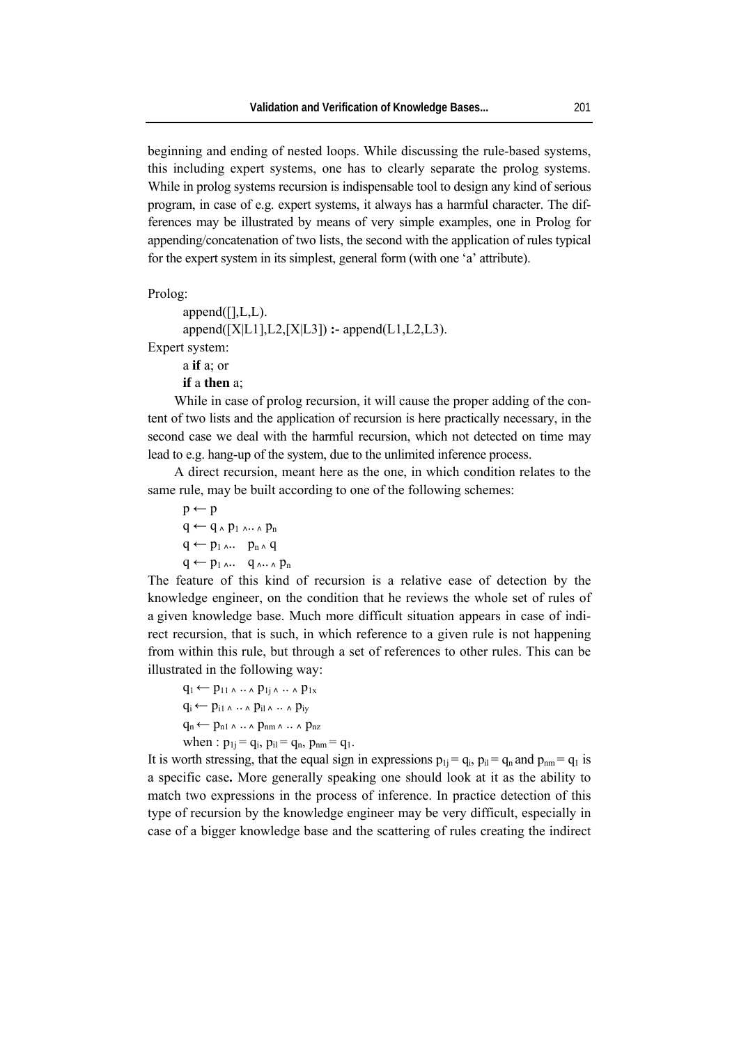beginning and ending of nested loops. While discussing the rule-based systems, this including expert systems, one has to clearly separate the prolog systems. While in prolog systems recursion is indispensable tool to design any kind of serious program, in case of e.g. expert systems, it always has a harmful character. The differences may be illustrated by means of very simple examples, one in Prolog for appending/concatenation of two lists, the second with the application of rules typical for the expert system in its simplest, general form (with one 'a' attribute).

Prolog:

```
append([],L,L).
append([X|L1],L2,[X|L3]) :- append(L1,L2,L3).
```

Expert system:

a **if** a; or

**if** a **then** a;

While in case of prolog recursion, it will cause the proper adding of the content of two lists and the application of recursion is here practically necessary, in the second case we deal with the harmful recursion, which not detected on time may lead to e.g. hang-up of the system, due to the unlimited inference process.

A direct recursion, meant here as the one, in which condition relates to the same rule, may be built according to one of the following schemes:

$$p \leftarrow p$$

$$q \leftarrow q \wedge p_1 \wedge .. \wedge p_n$$

$$q \leftarrow p_1 \wedge .. \quad p_n \wedge q$$

$$q \leftarrow p_1 \wedge .. \quad q \wedge .. \wedge p_n$$

The feature of this kind of recursion is a relative ease of detection by the knowledge engineer, on the condition that he reviews the whole set of rules of a given knowledge base. Much more difficult situation appears in case of indirect recursion, that is such, in which reference to a given rule is not happening from within this rule, but through a set of references to other rules. This can be illustrated in the following way:

$$q_1 \leftarrow p_{11} \wedge .. \wedge p_{1j} \wedge .. \wedge p_{1x}$$

$$q_i \leftarrow p_{i1} \wedge .. \wedge p_{il} \wedge .. \wedge p_{iy}$$

$$q_n \leftarrow p_{n1} \wedge .. \wedge p_{nm} \wedge .. \wedge p_{nz}$$

when : $p_{1j} = q_i$, $p_{il} = q_n$, $p_{nm} = q_1$.

It is worth stressing, that the equal sign in expressions $p_{1j} = q_i$, $p_{il} = q_n$ and $p_{nm} = q_1$ is a specific case**.** More generally speaking one should look at it as the ability to match two expressions in the process of inference. In practice detection of this type of recursion by the knowledge engineer may be very difficult, especially in case of a bigger knowledge base and the scattering of rules creating the indirect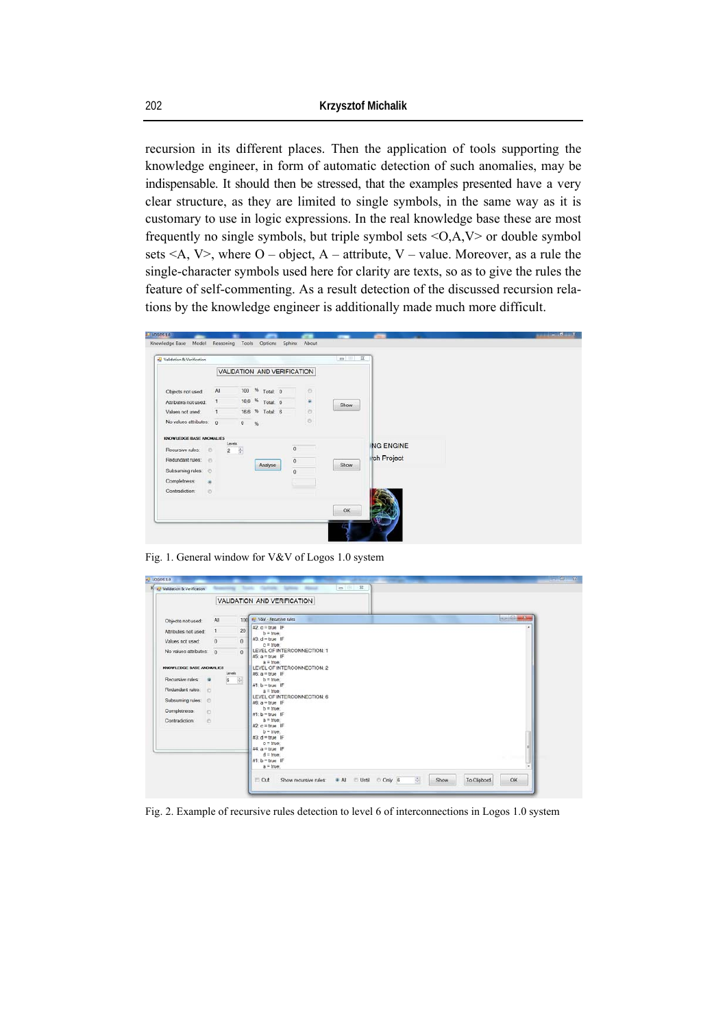recursion in its different places. Then the application of tools supporting the knowledge engineer, in form of automatic detection of such anomalies, may be indispensable. It should then be stressed, that the examples presented have a very clear structure, as they are limited to single symbols, in the same way as it is customary to use in logic expressions. In the real knowledge base these are most frequently no single symbols, but triple symbol sets <O,A,V> or double symbol sets <A, V>, where O – object, A – attribute, V – value. Moreover, as a rule the single-character symbols used here for clarity are texts, so as to give the rules the feature of self-commenting. As a result detection of the discussed recursion relations by the knowledge engineer is additionally made much more difficult.

Fig. 1. General window for V&V of Logos 1.0 system

Fig. 2. Example of recursive rules detection to level 6 of interconnections in Logos 1.0 system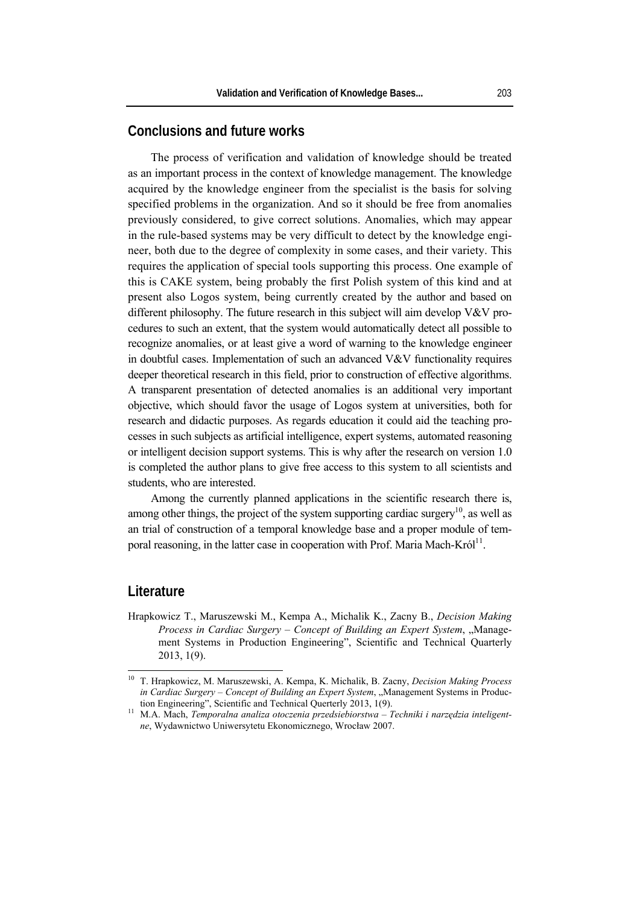## Conclusions and future works

The process of verification and validation of knowledge should be treated as an important process in the context of knowledge management. The knowledge acquired by the knowledge engineer from the specialist is the basis for solving specified problems in the organization. And so it should be free from anomalies previously considered, to give correct solutions. Anomalies, which may appear in the rule-based systems may be very difficult to detect by the knowledge engineer, both due to the degree of complexity in some cases, and their variety. This requires the application of special tools supporting this process. One example of this is CAKE system, being probably the first Polish system of this kind and at present also Logos system, being currently created by the author and based on different philosophy. The future research in this subject will aim develop V&V procedures to such an extent, that the system would automatically detect all possible to recognize anomalies, or at least give a word of warning to the knowledge engineer in doubtful cases. Implementation of such an advanced V&V functionality requires deeper theoretical research in this field, prior to construction of effective algorithms. A transparent presentation of detected anomalies is an additional very important objective, which should favor the usage of Logos system at universities, both for research and didactic purposes. As regards education it could aid the teaching processes in such subjects as artificial intelligence, expert systems, automated reasoning or intelligent decision support systems. This is why after the research on version 1.0 is completed the author plans to give free access to this system to all scientists and students, who are interested.

Among the currently planned applications in the scientific research there is, among other things, the project of the system supporting cardiac surgery[10], as well as an trial of construction of a temporal knowledge base and a proper module of temporal reasoning, in the latter case in cooperation with Prof. Maria Mach-Król[11].

## Literature

Hrapkowicz T., Maruszewski M., Kempa A., Michalik K., Zacny B., *Decision Making Process in Cardiac Surgery – Concept of Building an Expert System*, „Management Systems in Production Engineering", Scientific and Technical Quarterly 2013, 1(9).

---

[10] T. Hrapkowicz, M. Maruszewski, A. Kempa, K. Michalik, B. Zacny, *Decision Making Process in Cardiac Surgery – Concept of Building an Expert System*, „Management Systems in Production Engineering", Scientific and Technical Querterly 2013, 1(9).

[11] M.A. Mach, *Temporalna analiza otoczenia przedsiebiorstwa – Techniki i narzędzia inteligentne*, Wydawnictwo Uniwersytetu Ekonomicznego, Wrocław 2007.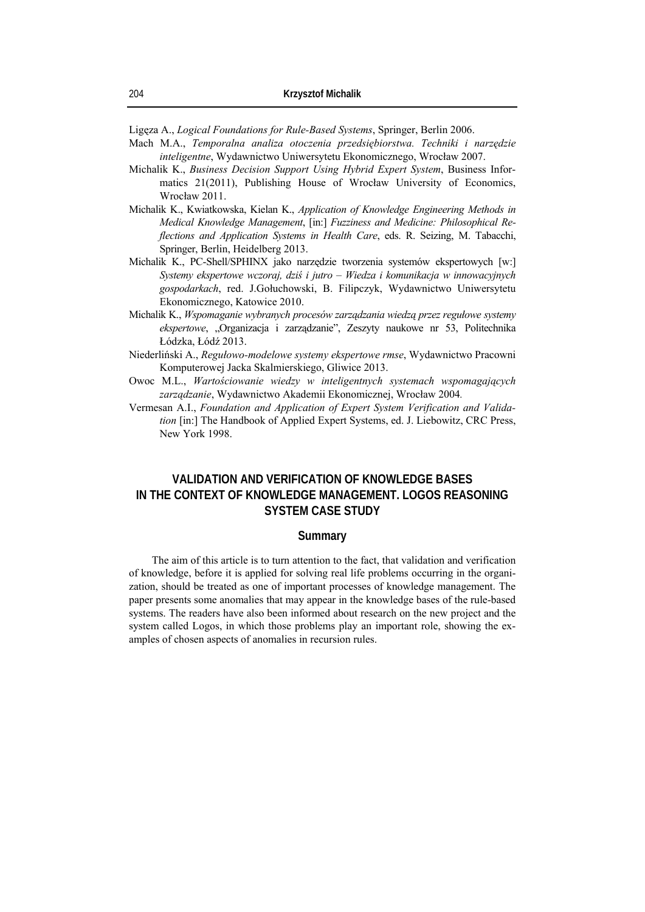Ligęza A., *Logical Foundations for Rule-Based Systems*, Springer, Berlin 2006.

Mach M.A., *Temporalna analiza otoczenia przedsiębiorstwa. Techniki i narzędzie inteligentne*, Wydawnictwo Uniwersytetu Ekonomicznego, Wrocław 2007.

Michalik K., *Business Decision Support Using Hybrid Expert System*, Business Informatics 21(2011), Publishing House of Wrocław University of Economics, Wrocław 2011.

Michalik K., Kwiatkowska, Kielan K., *Application of Knowledge Engineering Methods in Medical Knowledge Management*, [in:] *Fuzziness and Medicine: Philosophical Reflections and Application Systems in Health Care*, eds. R. Seizing, M. Tabacchi, Springer, Berlin, Heidelberg 2013.

Michalik K., PC-Shell/SPHINX jako narzędzie tworzenia systemów ekspertowych [w:] *Systemy ekspertowe wczoraj, dziś i jutro – Wiedza i komunikacja w innowacyjnych gospodarkach*, red. J.Gołuchowski, B. Filipczyk, Wydawnictwo Uniwersytetu Ekonomicznego, Katowice 2010.

Michalik K., *Wspomaganie wybranych procesów zarządzania wiedzą przez regułowe systemy ekspertowe*, „Organizacja i zarządzanie", Zeszyty naukowe nr 53, Politechnika Łódzka, Łódź 2013.

Niederliński A., *Regułowo-modelowe systemy ekspertowe rmse*, Wydawnictwo Pracowni Komputerowej Jacka Skalmierskiego, Gliwice 2013.

Owoc M.L., *Wartościowanie wiedzy w inteligentnych systemach wspomagających zarządzanie*, Wydawnictwo Akademii Ekonomicznej, Wrocław 2004.

Vermesan A.I., *Foundation and Application of Expert System Verification and Validation* [in:] The Handbook of Applied Expert Systems, ed. J. Liebowitz, CRC Press, New York 1998.

## VALIDATION AND VERIFICATION OF KNOWLEDGE BASES IN THE CONTEXT OF KNOWLEDGE MANAGEMENT. LOGOS REASONING SYSTEM CASE STUDY

### Summary

The aim of this article is to turn attention to the fact, that validation and verification of knowledge, before it is applied for solving real life problems occurring in the organization, should be treated as one of important processes of knowledge management. The paper presents some anomalies that may appear in the knowledge bases of the rule-based systems. The readers have also been informed about research on the new project and the system called Logos, in which those problems play an important role, showing the examples of chosen aspects of anomalies in recursion rules.